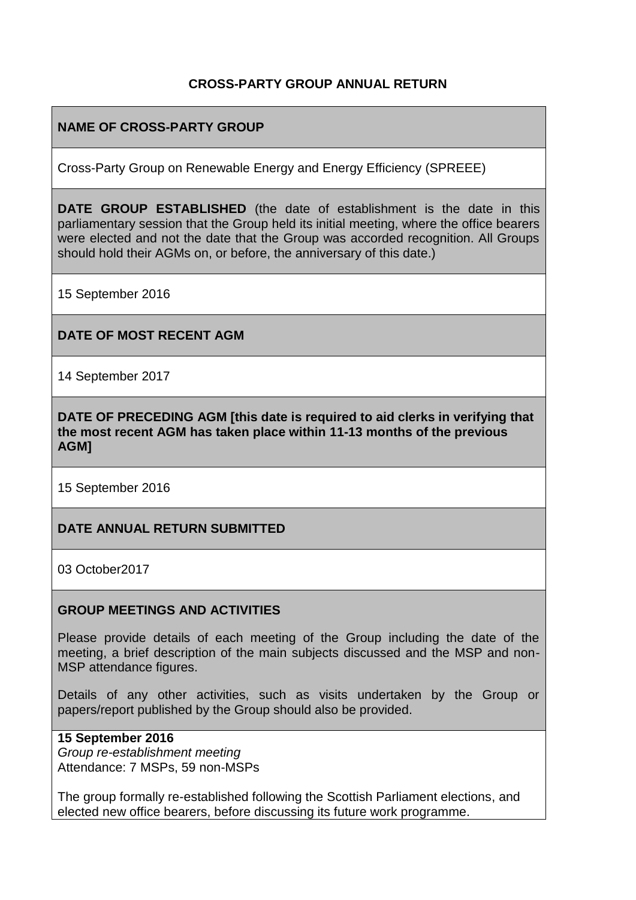# CROSS-PARTY GROUP ANNUAL RETURN

**NAME OF CROSS-PARTY GROUP**

Cross-Party Group on Renewable Energy and Energy Efficiency (SPREEE)

**DATE GROUP ESTABLISHED** (the date of establishment is the date in this parliamentary session that the Group held its initial meeting, where the office bearers were elected and not the date that the Group was accorded recognition. All Groups should hold their AGMs on, or before, the anniversary of this date.)

15 September 2016

**DATE OF MOST RECENT AGM**

14 September 2017

**DATE OF PRECEDING AGM [this date is required to aid clerks in verifying that the most recent AGM has taken place within 11-13 months of the previous AGM]**

15 September 2016

**DATE ANNUAL RETURN SUBMITTED**

03 October2017

**GROUP MEETINGS AND ACTIVITIES**

Please provide details of each meeting of the Group including the date of the meeting, a brief description of the main subjects discussed and the MSP and non-MSP attendance figures.

Details of any other activities, such as visits undertaken by the Group or papers/report published by the Group should also be provided.

**15 September 2016**
*Group re-establishment meeting*
Attendance: 7 MSPs, 59 non-MSPs

The group formally re-established following the Scottish Parliament elections, and elected new office bearers, before discussing its future work programme.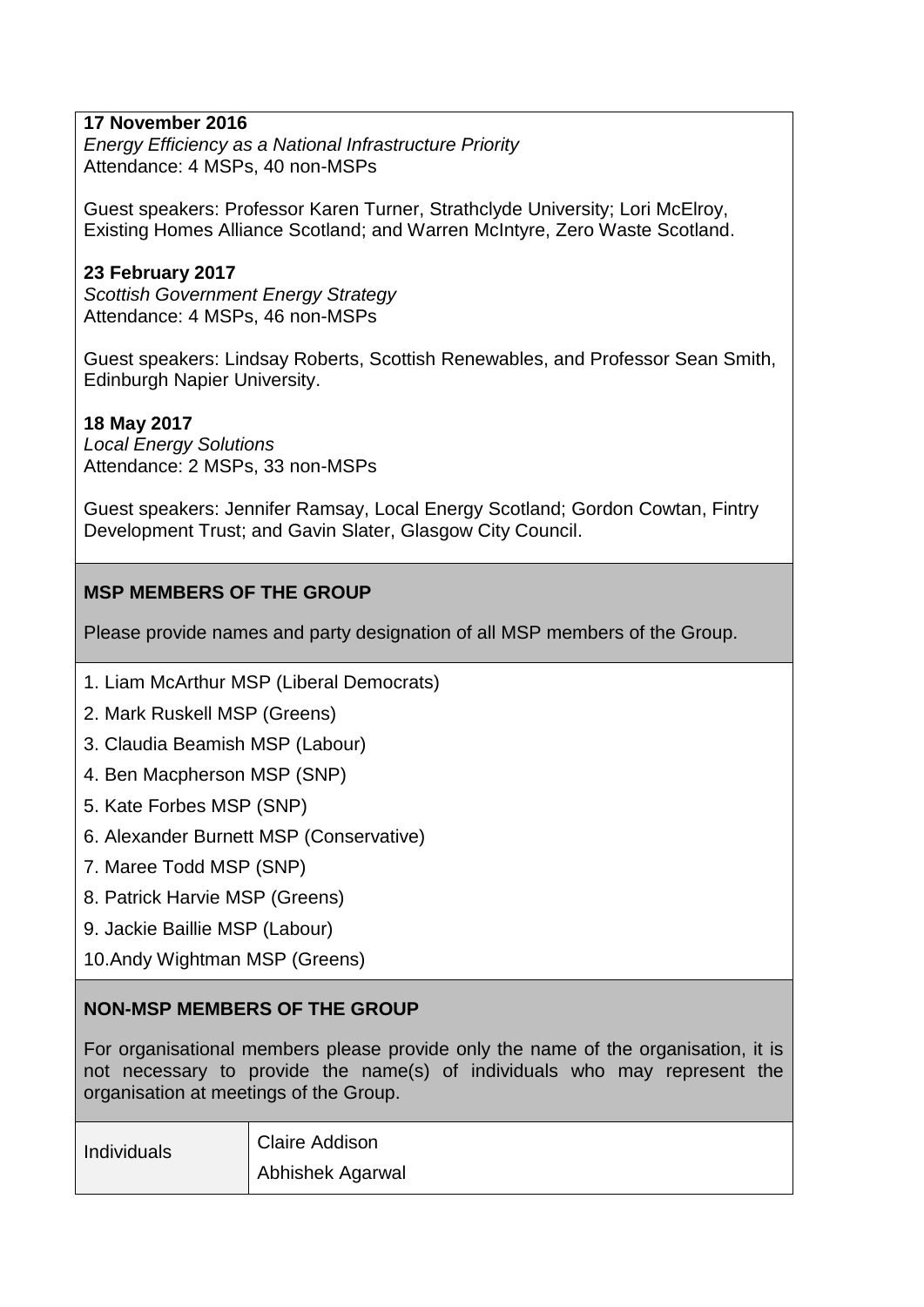**17 November 2016**
*Energy Efficiency as a National Infrastructure Priority*
Attendance: 4 MSPs, 40 non-MSPs

Guest speakers: Professor Karen Turner, Strathclyde University; Lori McElroy, Existing Homes Alliance Scotland; and Warren McIntyre, Zero Waste Scotland.

**23 February 2017**
*Scottish Government Energy Strategy*
Attendance: 4 MSPs, 46 non-MSPs

Guest speakers: Lindsay Roberts, Scottish Renewables, and Professor Sean Smith, Edinburgh Napier University.

**18 May 2017**
*Local Energy Solutions*
Attendance: 2 MSPs, 33 non-MSPs

Guest speakers: Jennifer Ramsay, Local Energy Scotland; Gordon Cowtan, Fintry Development Trust; and Gavin Slater, Glasgow City Council.

## MSP MEMBERS OF THE GROUP

Please provide names and party designation of all MSP members of the Group.

1. Liam McArthur MSP (Liberal Democrats)
2. Mark Ruskell MSP (Greens)
3. Claudia Beamish MSP (Labour)
4. Ben Macpherson MSP (SNP)
5. Kate Forbes MSP (SNP)
6. Alexander Burnett MSP (Conservative)
7. Maree Todd MSP (SNP)
8. Patrick Harvie MSP (Greens)
9. Jackie Baillie MSP (Labour)
10. Andy Wightman MSP (Greens)

## NON-MSP MEMBERS OF THE GROUP

For organisational members please provide only the name of the organisation, it is not necessary to provide the name(s) of individuals who may represent the organisation at meetings of the Group.

| Individuals | Claire Addison<br>Abhishek Agarwal |
|---|---|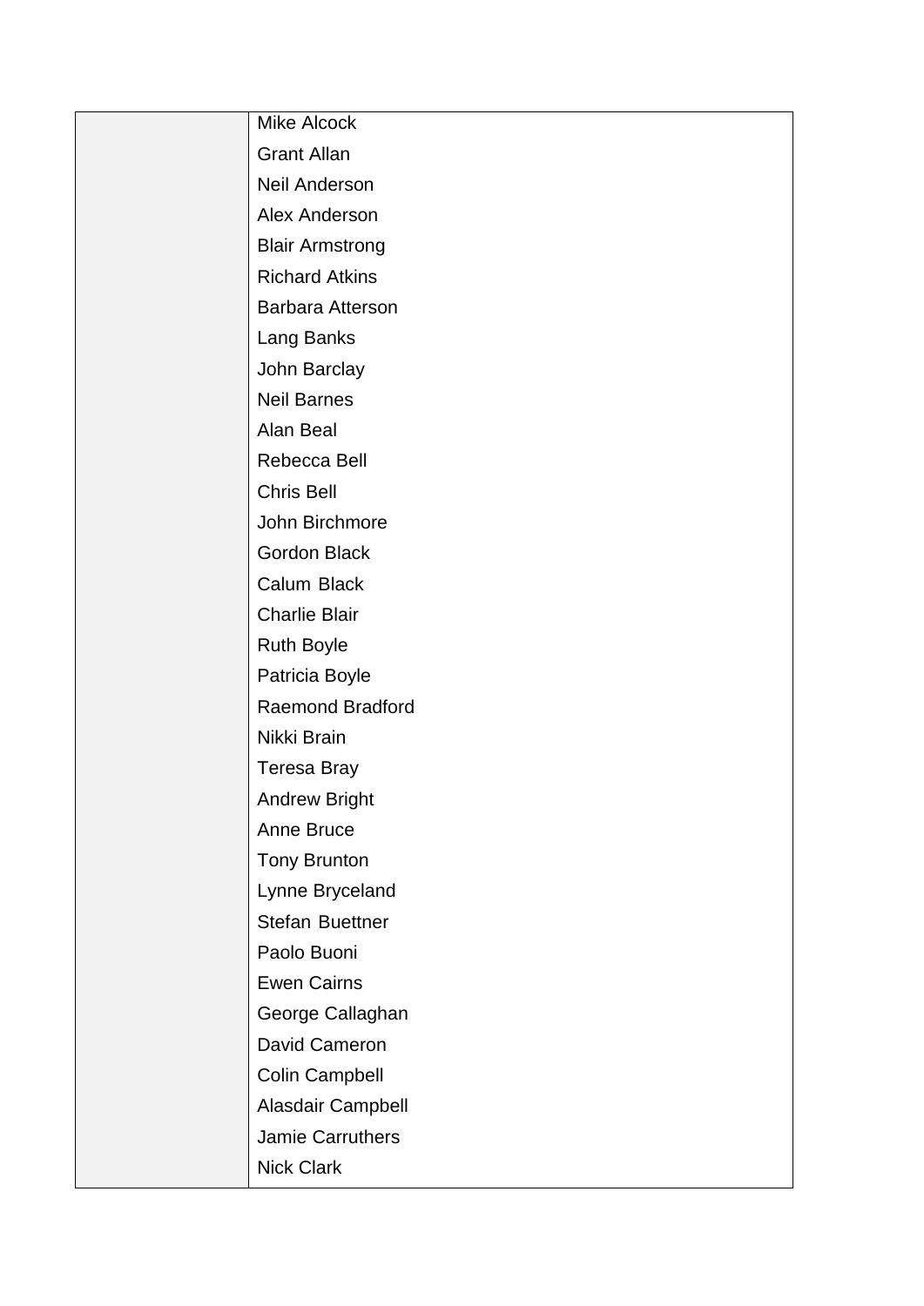| | |
|---|---|
| | Mike Alcock |
| | Grant Allan |
| | Neil Anderson |
| | Alex Anderson |
| | Blair Armstrong |
| | Richard Atkins |
| | Barbara Atterson |
| | Lang Banks |
| | John Barclay |
| | Neil Barnes |
| | Alan Beal |
| | Rebecca Bell |
| | Chris Bell |
| | John Birchmore |
| | Gordon Black |
| | Calum Black |
| | Charlie Blair |
| | Ruth Boyle |
| | Patricia Boyle |
| | Raemond Bradford |
| | Nikki Brain |
| | Teresa Bray |
| | Andrew Bright |
| | Anne Bruce |
| | Tony Brunton |
| | Lynne Bryceland |
| | Stefan Buettner |
| | Paolo Buoni |
| | Ewen Cairns |
| | George Callaghan |
| | David Cameron |
| | Colin Campbell |
| | Alasdair Campbell |
| | Jamie Carruthers |
| | Nick Clark |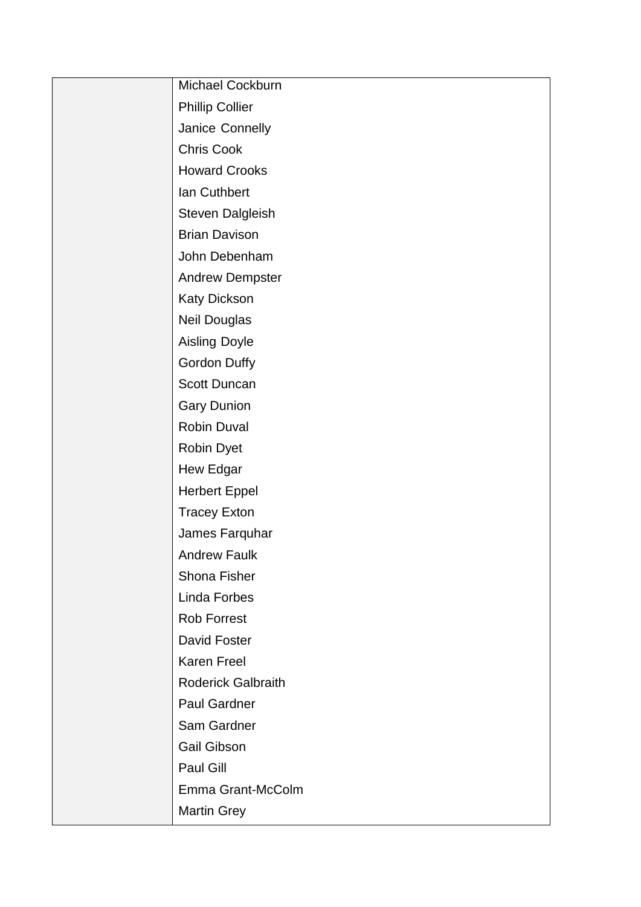| | |
|---|---|
| | Michael Cockburn<br>Phillip Collier<br>Janice Connelly<br>Chris Cook<br>Howard Crooks<br>Ian Cuthbert<br>Steven Dalgleish<br>Brian Davison<br>John Debenham<br>Andrew Dempster<br>Katy Dickson<br>Neil Douglas<br>Aisling Doyle<br>Gordon Duffy<br>Scott Duncan<br>Gary Dunion<br>Robin Duval<br>Robin Dyet<br>Hew Edgar<br>Herbert Eppel<br>Tracey Exton<br>James Farquhar<br>Andrew Faulk<br>Shona Fisher<br>Linda Forbes<br>Rob Forrest<br>David Foster<br>Karen Freel<br>Roderick Galbraith<br>Paul Gardner<br>Sam Gardner<br>Gail Gibson<br>Paul Gill<br>Emma Grant-McColm<br>Martin Grey |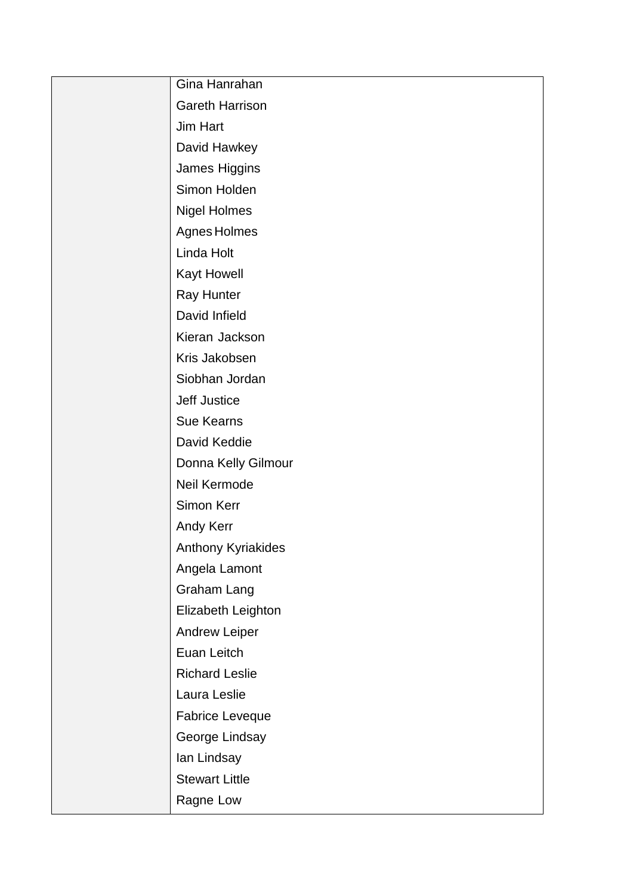| | |
|---|---|
| | Gina Hanrahan |
| | Gareth Harrison |
| | Jim Hart |
| | David Hawkey |
| | James Higgins |
| | Simon Holden |
| | Nigel Holmes |
| | Agnes Holmes |
| | Linda Holt |
| | Kayt Howell |
| | Ray Hunter |
| | David Infield |
| | Kieran Jackson |
| | Kris Jakobsen |
| | Siobhan Jordan |
| | Jeff Justice |
| | Sue Kearns |
| | David Keddie |
| | Donna Kelly Gilmour |
| | Neil Kermode |
| | Simon Kerr |
| | Andy Kerr |
| | Anthony Kyriakides |
| | Angela Lamont |
| | Graham Lang |
| | Elizabeth Leighton |
| | Andrew Leiper |
| | Euan Leitch |
| | Richard Leslie |
| | Laura Leslie |
| | Fabrice Leveque |
| | George Lindsay |
| | Ian Lindsay |
| | Stewart Little |
| | Ragne Low |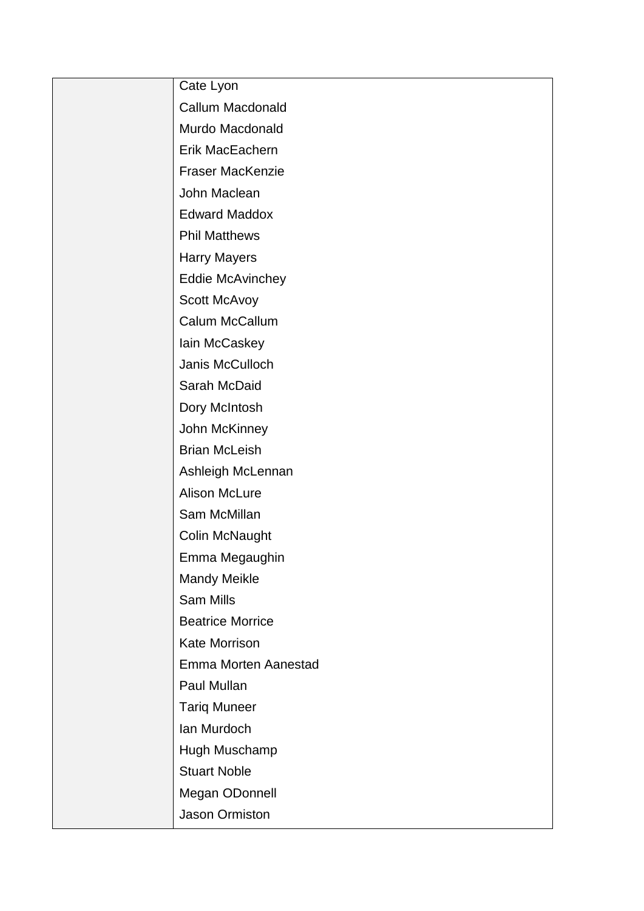| | |
|---|---|
| | Cate Lyon<br>Callum Macdonald<br>Murdo Macdonald<br>Erik MacEachern<br>Fraser MacKenzie<br>John Maclean<br>Edward Maddox<br>Phil Matthews<br>Harry Mayers<br>Eddie McAvinchey<br>Scott McAvoy<br>Calum McCallum<br>Iain McCaskey<br>Janis McCulloch<br>Sarah McDaid<br>Dory McIntosh<br>John McKinney<br>Brian McLeish<br>Ashleigh McLennan<br>Alison McLure<br>Sam McMillan<br>Colin McNaught<br>Emma Megaughin<br>Mandy Meikle<br>Sam Mills<br>Beatrice Morrice<br>Kate Morrison<br>Emma Morten Aanestad<br>Paul Mullan<br>Tariq Muneer<br>Ian Murdoch<br>Hugh Muschamp<br>Stuart Noble<br>Megan ODonnell<br>Jason Ormiston |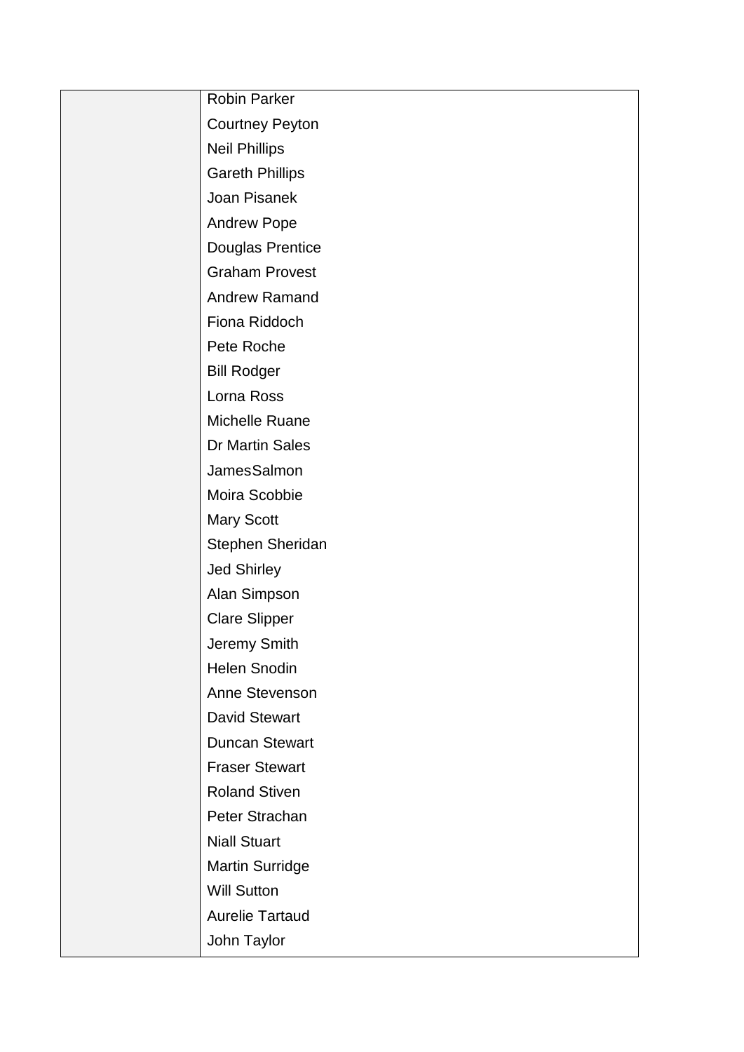| | |
|---|---|
| | Robin Parker |
| | Courtney Peyton |
| | Neil Phillips |
| | Gareth Phillips |
| | Joan Pisanek |
| | Andrew Pope |
| | Douglas Prentice |
| | Graham Provest |
| | Andrew Ramand |
| | Fiona Riddoch |
| | Pete Roche |
| | Bill Rodger |
| | Lorna Ross |
| | Michelle Ruane |
| | Dr Martin Sales |
| | JamesSalmon |
| | Moira Scobbie |
| | Mary Scott |
| | Stephen Sheridan |
| | Jed Shirley |
| | Alan Simpson |
| | Clare Slipper |
| | Jeremy Smith |
| | Helen Snodin |
| | Anne Stevenson |
| | David Stewart |
| | Duncan Stewart |
| | Fraser Stewart |
| | Roland Stiven |
| | Peter Strachan |
| | Niall Stuart |
| | Martin Surridge |
| | Will Sutton |
| | Aurelie Tartaud |
| | John Taylor |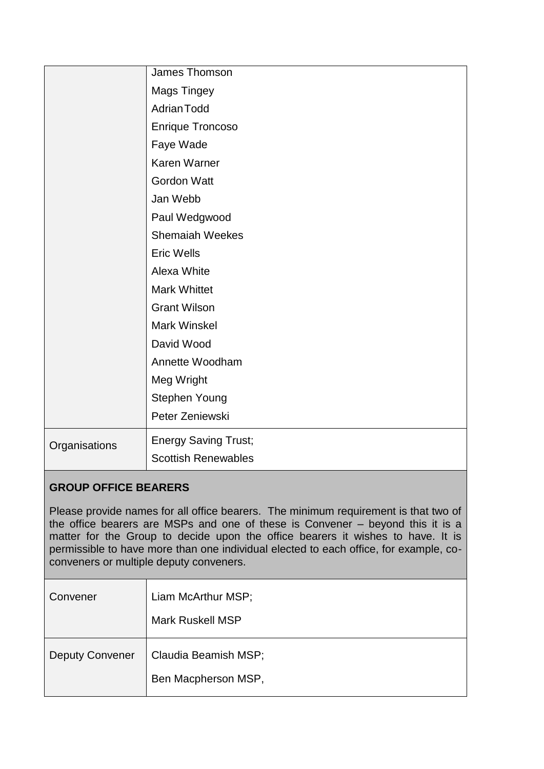| | |
|---|---|
| | James Thomson<br>Mags Tingey<br>Adrian Todd<br>Enrique Troncoso<br>Faye Wade<br>Karen Warner<br>Gordon Watt<br>Jan Webb<br>Paul Wedgwood<br>Shemaiah Weekes<br>Eric Wells<br>Alexa White<br>Mark Whittet<br>Grant Wilson<br>Mark Winskel<br>David Wood<br>Annette Woodham<br>Meg Wright<br>Stephen Young<br>Peter Zeniewski |
| Organisations | Energy Saving Trust;<br>Scottish Renewables |

**GROUP OFFICE BEARERS**

Please provide names for all office bearers. The minimum requirement is that two of the office bearers are MSPs and one of these is Convener – beyond this it is a matter for the Group to decide upon the office bearers it wishes to have. It is permissible to have more than one individual elected to each office, for example, co-conveners or multiple deputy conveners.

| | |
|---|---|
| Convener | Liam McArthur MSP;<br>Mark Ruskell MSP |
| Deputy Convener | Claudia Beamish MSP;<br>Ben Macpherson MSP, |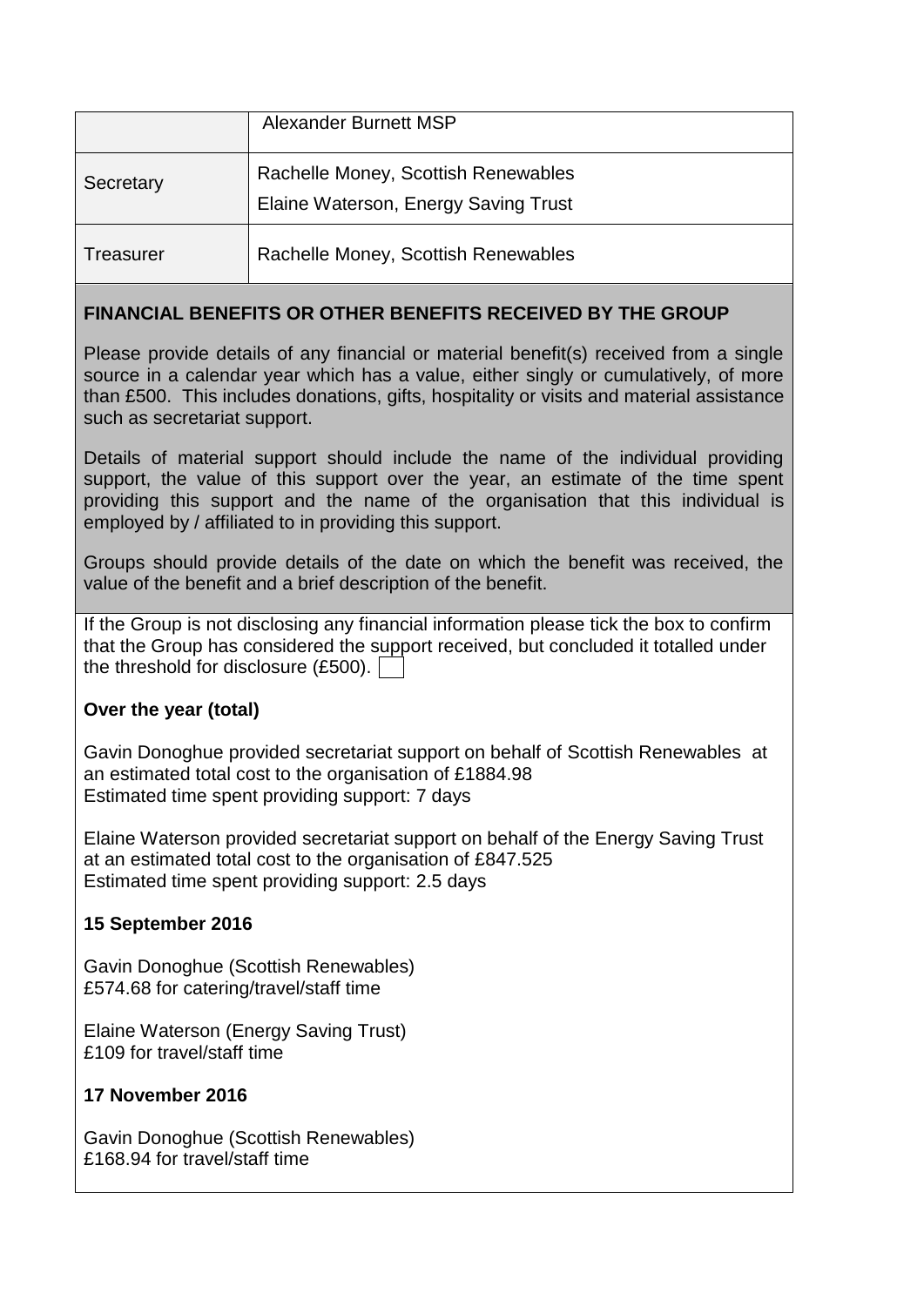| | |
|---|---|
| | Alexander Burnett MSP |
| Secretary | Rachelle Money, Scottish Renewables<br>Elaine Waterson, Energy Saving Trust |
| Treasurer | Rachelle Money, Scottish Renewables |

**FINANCIAL BENEFITS OR OTHER BENEFITS RECEIVED BY THE GROUP**

Please provide details of any financial or material benefit(s) received from a single source in a calendar year which has a value, either singly or cumulatively, of more than £500. This includes donations, gifts, hospitality or visits and material assistance such as secretariat support.

Details of material support should include the name of the individual providing support, the value of this support over the year, an estimate of the time spent providing this support and the name of the organisation that this individual is employed by / affiliated to in providing this support.

Groups should provide details of the date on which the benefit was received, the value of the benefit and a brief description of the benefit.

If the Group is not disclosing any financial information please tick the box to confirm that the Group has considered the support received, but concluded it totalled under the threshold for disclosure (£500). ☐

**Over the year (total)**

Gavin Donoghue provided secretariat support on behalf of Scottish Renewables at an estimated total cost to the organisation of £1884.98
Estimated time spent providing support: 7 days

Elaine Waterson provided secretariat support on behalf of the Energy Saving Trust at an estimated total cost to the organisation of £847.525
Estimated time spent providing support: 2.5 days

**15 September 2016**

Gavin Donoghue (Scottish Renewables)
£574.68 for catering/travel/staff time

Elaine Waterson (Energy Saving Trust)
£109 for travel/staff time

**17 November 2016**

Gavin Donoghue (Scottish Renewables)
£168.94 for travel/staff time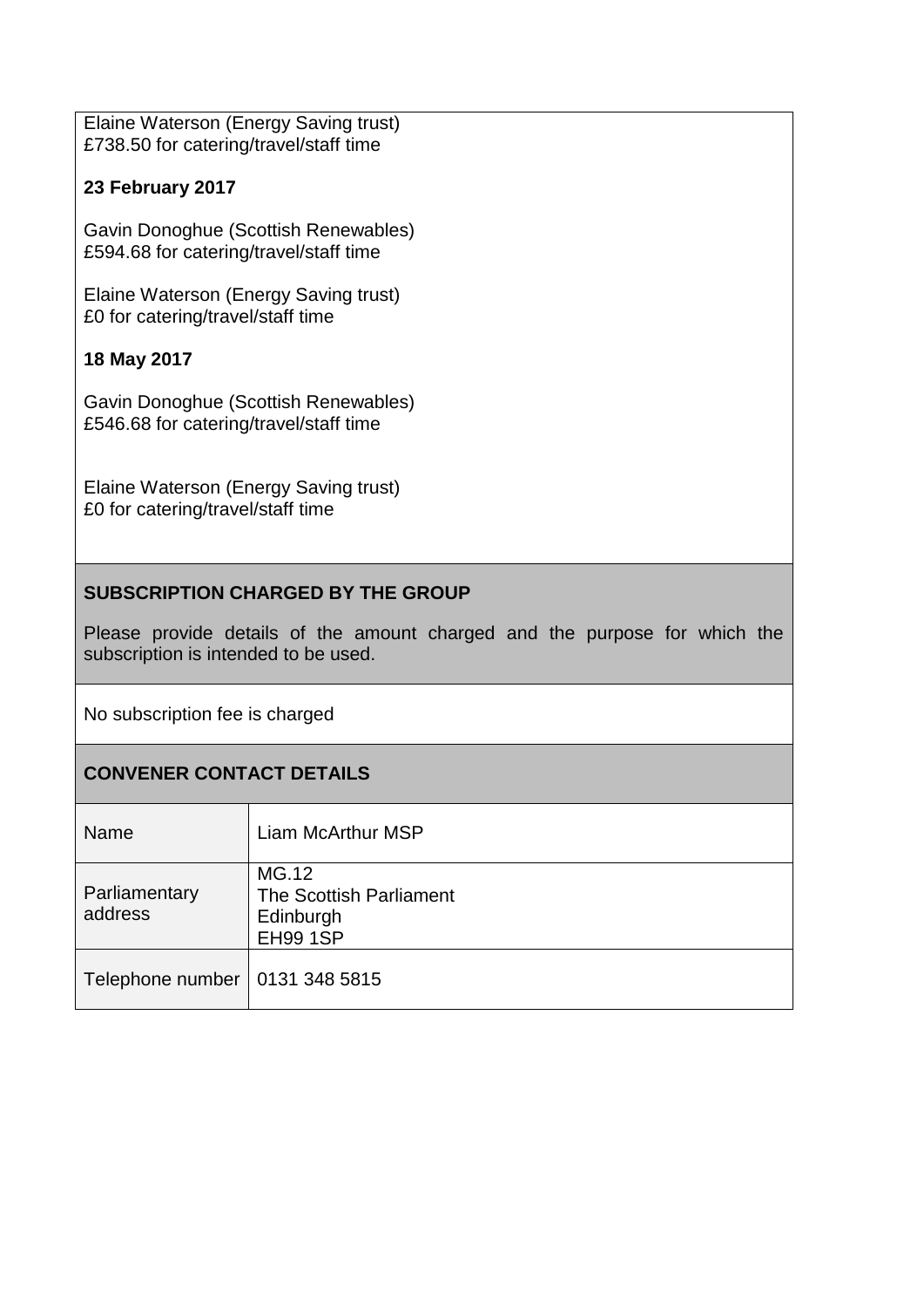Elaine Waterson (Energy Saving trust)
£738.50 for catering/travel/staff time

**23 February 2017**

Gavin Donoghue (Scottish Renewables)
£594.68 for catering/travel/staff time

Elaine Waterson (Energy Saving trust)
£0 for catering/travel/staff time

**18 May 2017**

Gavin Donoghue (Scottish Renewables)
£546.68 for catering/travel/staff time

Elaine Waterson (Energy Saving trust)
£0 for catering/travel/staff time

## SUBSCRIPTION CHARGED BY THE GROUP

Please provide details of the amount charged and the purpose for which the subscription is intended to be used.

No subscription fee is charged

## CONVENER CONTACT DETAILS

| | |
|---|---|
| Name | Liam McArthur MSP |
| Parliamentary address | MG.12<br>The Scottish Parliament<br>Edinburgh<br>EH99 1SP |
| Telephone number | 0131 348 5815 |